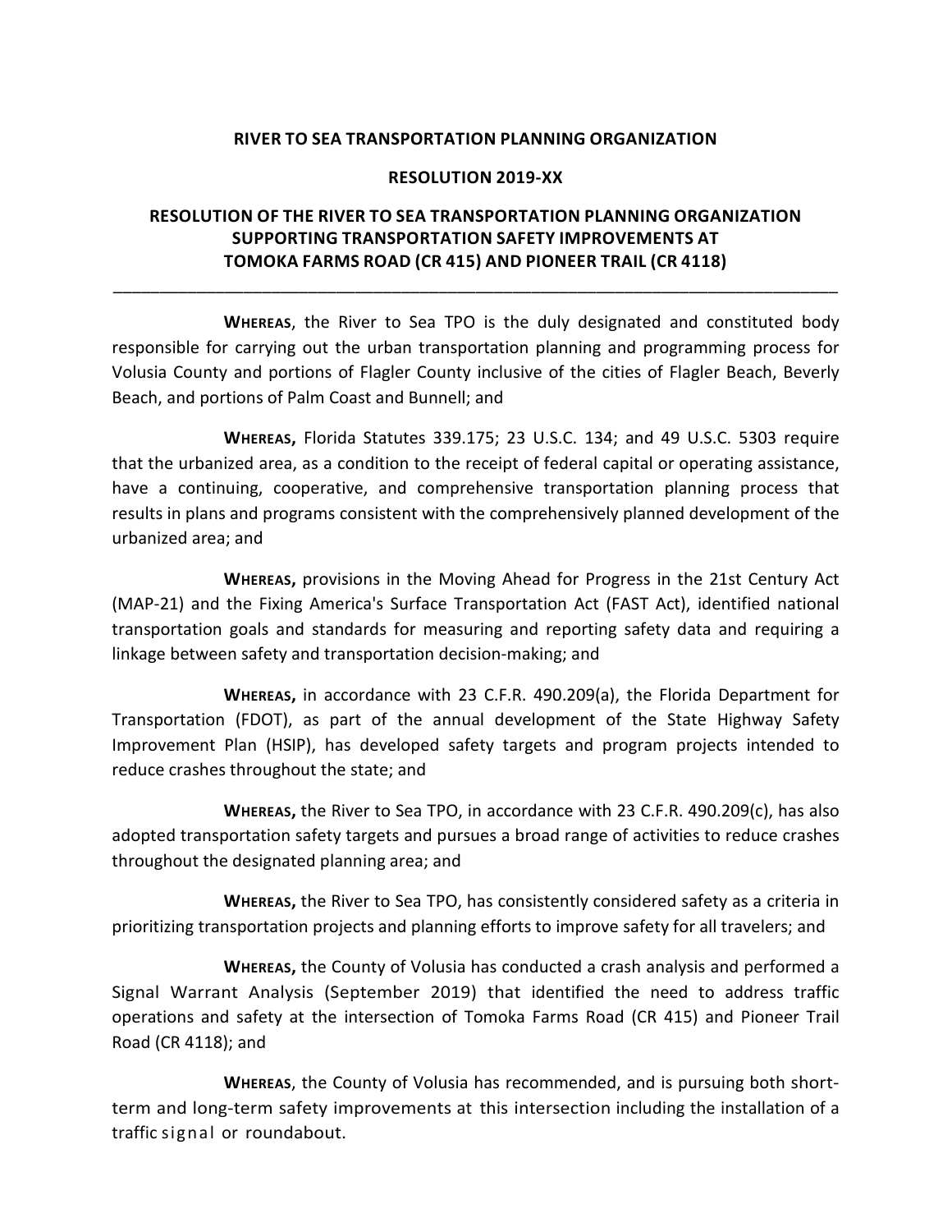**RIVER TO SEA TRANSPORTATION PLANNING ORGANIZATION**

**RESOLUTION 2019-XX**

**RESOLUTION OF THE RIVER TO SEA TRANSPORTATION PLANNING ORGANIZATION SUPPORTING TRANSPORTATION SAFETY IMPROVEMENTS AT TOMOKA FARMS ROAD (CR 415) AND PIONEER TRAIL (CR 4118)**

---

**WHEREAS**, the River to Sea TPO is the duly designated and constituted body responsible for carrying out the urban transportation planning and programming process for Volusia County and portions of Flagler County inclusive of the cities of Flagler Beach, Beverly Beach, and portions of Palm Coast and Bunnell; and

**WHEREAS,** Florida Statutes 339.175; 23 U.S.C. 134; and 49 U.S.C. 5303 require that the urbanized area, as a condition to the receipt of federal capital or operating assistance, have a continuing, cooperative, and comprehensive transportation planning process that results in plans and programs consistent with the comprehensively planned development of the urbanized area; and

**WHEREAS,** provisions in the Moving Ahead for Progress in the 21st Century Act (MAP-21) and the Fixing America's Surface Transportation Act (FAST Act), identified national transportation goals and standards for measuring and reporting safety data and requiring a linkage between safety and transportation decision-making; and

**WHEREAS,** in accordance with 23 C.F.R. 490.209(a), the Florida Department for Transportation (FDOT), as part of the annual development of the State Highway Safety Improvement Plan (HSIP), has developed safety targets and program projects intended to reduce crashes throughout the state; and

**WHEREAS,** the River to Sea TPO, in accordance with 23 C.F.R. 490.209(c), has also adopted transportation safety targets and pursues a broad range of activities to reduce crashes throughout the designated planning area; and

**WHEREAS,** the River to Sea TPO, has consistently considered safety as a criteria in prioritizing transportation projects and planning efforts to improve safety for all travelers; and

**WHEREAS,** the County of Volusia has conducted a crash analysis and performed a Signal Warrant Analysis (September 2019) that identified the need to address traffic operations and safety at the intersection of Tomoka Farms Road (CR 415) and Pioneer Trail Road (CR 4118); and

**WHEREAS**, the County of Volusia has recommended, and is pursuing both short-term and long-term safety improvements at this intersection including the installation of a traffic signal or roundabout.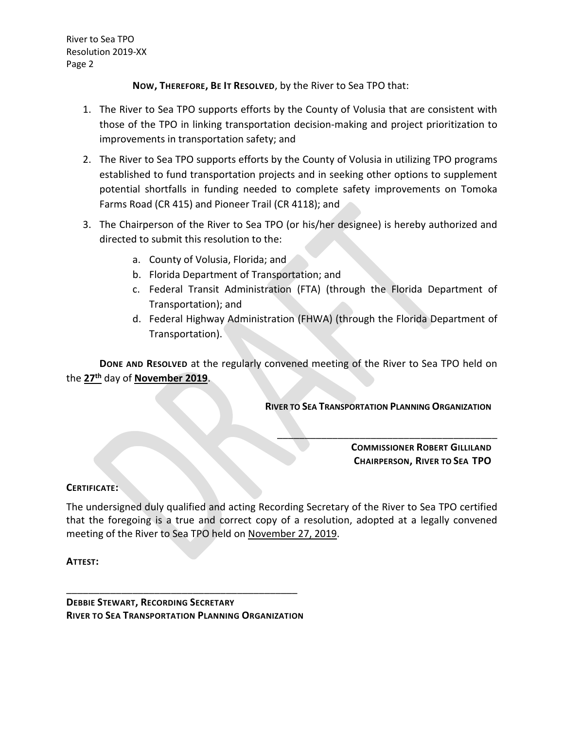**NOW, THEREFORE, BE IT RESOLVED**, by the River to Sea TPO that:

1. The River to Sea TPO supports efforts by the County of Volusia that are consistent with those of the TPO in linking transportation decision-making and project prioritization to improvements in transportation safety; and
2. The River to Sea TPO supports efforts by the County of Volusia in utilizing TPO programs established to fund transportation projects and in seeking other options to supplement potential shortfalls in funding needed to complete safety improvements on Tomoka Farms Road (CR 415) and Pioneer Trail (CR 4118); and
3. The Chairperson of the River to Sea TPO (or his/her designee) is hereby authorized and directed to submit this resolution to the:
    a. County of Volusia, Florida; and
    b. Florida Department of Transportation; and
    c. Federal Transit Administration (FTA) (through the Florida Department of Transportation); and
    d. Federal Highway Administration (FHWA) (through the Florida Department of Transportation).

**DONE AND RESOLVED** at the regularly convened meeting of the River to Sea TPO held on the **27th** day of **November 2019**.

**RIVER TO SEA TRANSPORTATION PLANNING ORGANIZATION**

\_\_\_\_\_\_\_\_\_\_\_\_\_\_\_\_\_\_\_\_\_\_\_\_\_\_\_\_\_\_\_\_\_\_\_\_\_\_\_\_

**COMMISSIONER ROBERT GILLILAND**
**CHAIRPERSON, RIVER TO SEA TPO**

**CERTIFICATE:**

The undersigned duly qualified and acting Recording Secretary of the River to Sea TPO certified that the foregoing is a true and correct copy of a resolution, adopted at a legally convened meeting of the River to Sea TPO held on November 27, 2019.

**ATTEST:**

\_\_\_\_\_\_\_\_\_\_\_\_\_\_\_\_\_\_\_\_\_\_\_\_\_\_\_\_\_\_\_\_\_\_\_\_\_\_\_\_

**DEBBIE STEWART, RECORDING SECRETARY**
**RIVER TO SEA TRANSPORTATION PLANNING ORGANIZATION**